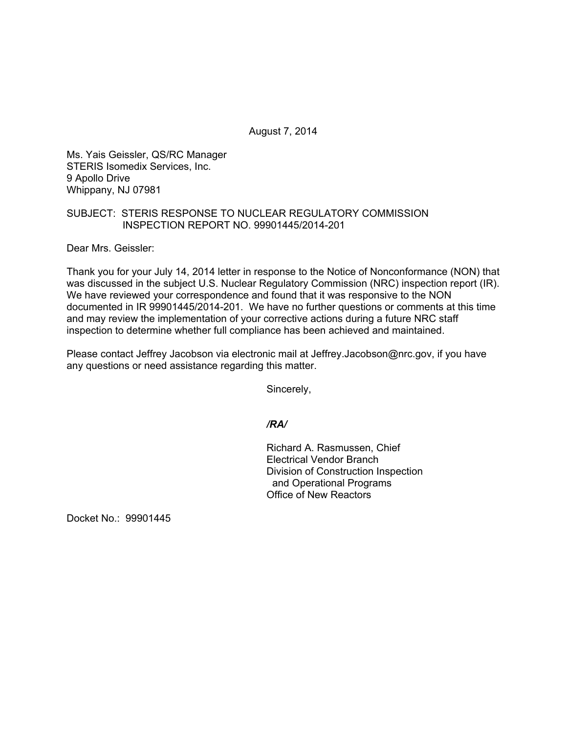August 7, 2014

Ms. Yais Geissler, QS/RC Manager
STERIS Isomedix Services, Inc.
9 Apollo Drive
Whippany, NJ 07981

SUBJECT: STERIS RESPONSE TO NUCLEAR REGULATORY COMMISSION INSPECTION REPORT NO. 99901445/2014-201

Dear Mrs. Geissler:

Thank you for your July 14, 2014 letter in response to the Notice of Nonconformance (NON) that was discussed in the subject U.S. Nuclear Regulatory Commission (NRC) inspection report (IR). We have reviewed your correspondence and found that it was responsive to the NON documented in IR 99901445/2014-201. We have no further questions or comments at this time and may review the implementation of your corrective actions during a future NRC staff inspection to determine whether full compliance has been achieved and maintained.

Please contact Jeffrey Jacobson via electronic mail at Jeffrey.Jacobson@nrc.gov, if you have any questions or need assistance regarding this matter.

Sincerely,

***/RA/***

Richard A. Rasmussen, Chief
Electrical Vendor Branch
Division of Construction Inspection
and Operational Programs
Office of New Reactors

Docket No.: 99901445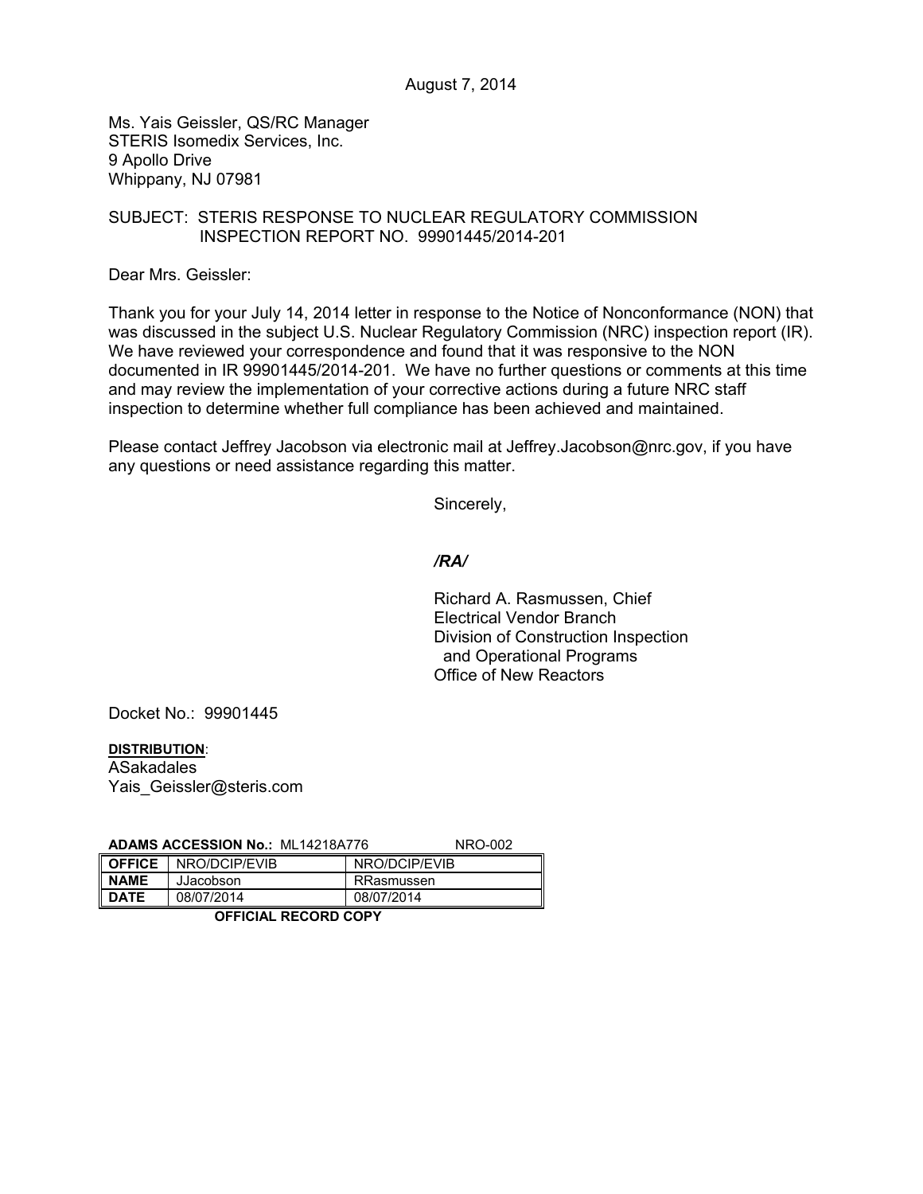August 7, 2014

Ms. Yais Geissler, QS/RC Manager
STERIS Isomedix Services, Inc.
9 Apollo Drive
Whippany, NJ 07981

SUBJECT: STERIS RESPONSE TO NUCLEAR REGULATORY COMMISSION INSPECTION REPORT NO. 99901445/2014-201

Dear Mrs. Geissler:

Thank you for your July 14, 2014 letter in response to the Notice of Nonconformance (NON) that was discussed in the subject U.S. Nuclear Regulatory Commission (NRC) inspection report (IR). We have reviewed your correspondence and found that it was responsive to the NON documented in IR 99901445/2014-201. We have no further questions or comments at this time and may review the implementation of your corrective actions during a future NRC staff inspection to determine whether full compliance has been achieved and maintained.

Please contact Jeffrey Jacobson via electronic mail at Jeffrey.Jacobson@nrc.gov, if you have any questions or need assistance regarding this matter.

Sincerely,

*/RA/*

Richard A. Rasmussen, Chief
Electrical Vendor Branch
Division of Construction Inspection
and Operational Programs
Office of New Reactors

Docket No.: 99901445

**DISTRIBUTION**:
ASakadales
Yais_Geissler@steris.com

**ADAMS ACCESSION No.:** ML14218A776 NRO-002

| | | |
|---|---|---|
| **OFFICE** | NRO/DCIP/EVIB | NRO/DCIP/EVIB |
| **NAME** | JJacobson | RRasmussen |
| **DATE** | 08/07/2014 | 08/07/2014 |

**OFFICIAL RECORD COPY**